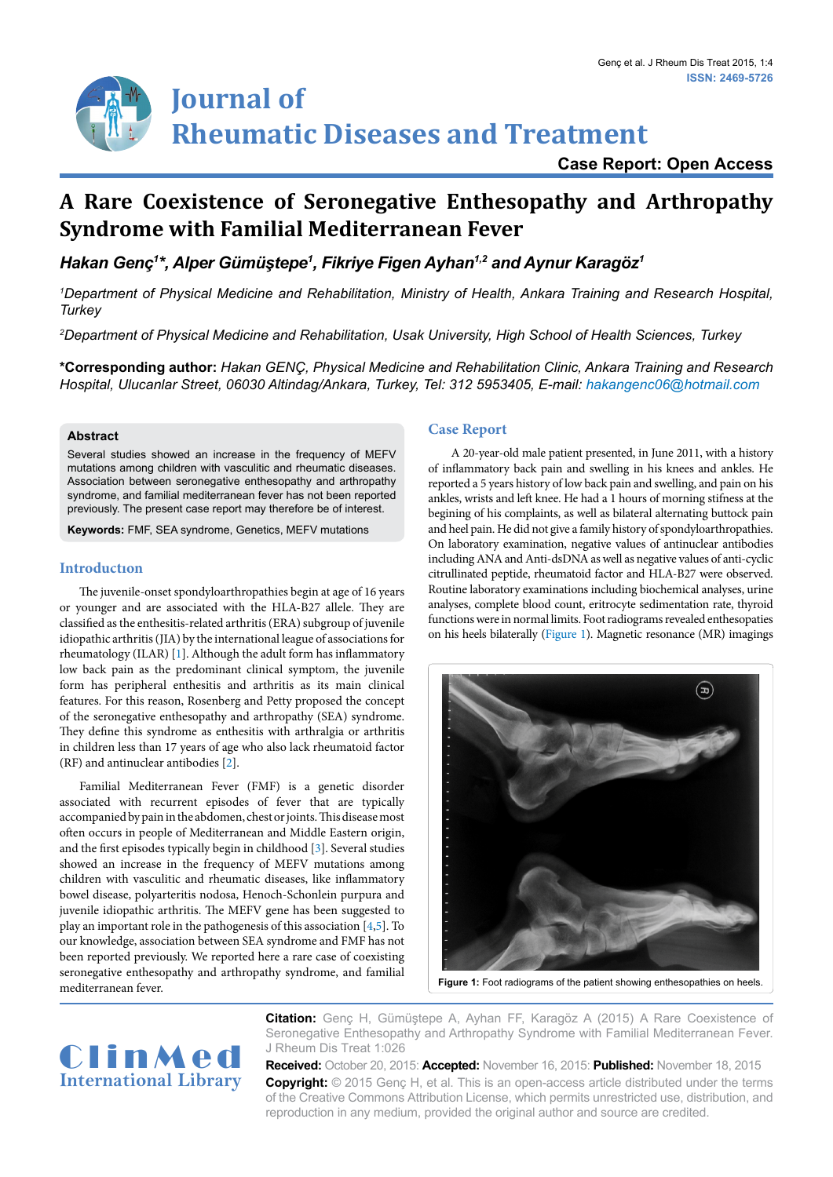Journal of Rheumatic Diseases and Treatment

**Case Report: Open Access**

# A Rare Coexistence of Seronegative Enthesopathy and Arthropathy Syndrome with Familial Mediterranean Fever

***Hakan Genç[1]\*, Alper Gümüştepe[1], Fikriye Figen Ayhan[1,2] and Aynur Karagöz[1]***

*[1]Department of Physical Medicine and Rehabilitation, Ministry of Health, Ankara Training and Research Hospital, Turkey*

*[2]Department of Physical Medicine and Rehabilitation, Usak University, High School of Health Sciences, Turkey*

**\*Corresponding author:** *Hakan GENÇ, Physical Medicine and Rehabilitation Clinic, Ankara Training and Research Hospital, Ulucanlar Street, 06030 Altindag/Ankara, Turkey, Tel: 312 5953405, E-mail: hakangenc06@hotmail.com*

## Abstract

Several studies showed an increase in the frequency of MEFV mutations among children with vasculitic and rheumatic diseases. Association between seronegative enthesopathy and arthropathy syndrome, and familial mediterranean fever has not been reported previously. The present case report may therefore be of interest.

**Keywords:** FMF, SEA syndrome, Genetics, MEFV mutations

## Introduction

The juvenile-onset spondyloarthropathies begin at age of 16 years or younger and are associated with the HLA-B27 allele. They are classified as the enthesitis-related arthritis (ERA) subgroup of juvenile idiopathic arthritis (JIA) by the international league of associations for rheumatology (ILAR) [1]. Although the adult form has inflammatory low back pain as the predominant clinical symptom, the juvenile form has peripheral enthesitis and arthritis as its main clinical features. For this reason, Rosenberg and Petty proposed the concept of the seronegative enthesopathy and arthropathy (SEA) syndrome. They define this syndrome as enthesitis with arthralgia or arthritis in children less than 17 years of age who also lack rheumatoid factor (RF) and antinuclear antibodies [2].

Familial Mediterranean Fever (FMF) is a genetic disorder associated with recurrent episodes of fever that are typically accompanied by pain in the abdomen, chest or joints. This disease most often occurs in people of Mediterranean and Middle Eastern origin, and the first episodes typically begin in childhood [3]. Several studies showed an increase in the frequency of MEFV mutations among children with vasculitic and rheumatic diseases, like inflammatory bowel disease, polyarteritis nodosa, Henoch-Schonlein purpura and juvenile idiopathic arthritis. The MEFV gene has been suggested to play an important role in the pathogenesis of this association [4,5]. To our knowledge, association between SEA syndrome and FMF has not been reported previously. We reported here a rare case of coexisting seronegative enthesopathy and arthropathy syndrome, and familial mediterranean fever.

## Case Report

A 20-year-old male patient presented, in June 2011, with a history of inflammatory back pain and swelling in his knees and ankles. He reported a 5 years history of low back pain and swelling, and pain on his ankles, wrists and left knee. He had a 1 hours of morning stifness at the begining of his complaints, as well as bilateral alternating buttock pain and heel pain. He did not give a family history of spondyloarthropathies. On laboratory examination, negative values of antinuclear antibodies including ANA and Anti-dsDNA as well as negative values of anti-cyclic citrullinated peptide, rheumatoid factor and HLA-B27 were observed. Routine laboratory examinations including biochemical analyses, urine analyses, complete blood count, eritrocyte sedimentation rate, thyroid functions were in normal limits. Foot radiograms revealed enthesopathies on his heels bilaterally (Figure 1). Magnetic resonance (MR) imagings

**Figure 1:** Foot radiograms of the patient showing enthesopathies on heels.

**Citation:** Genç H, Gümüştepe A, Ayhan FF, Karagöz A (2015) A Rare Coexistence of Seronegative Enthesopathy and Arthropathy Syndrome with Familial Mediterranean Fever. J Rheum Dis Treat 1:026

**Received:** October 20, 2015: **Accepted:** November 16, 2015: **Published:** November 18, 2015

**Copyright:** © 2015 Genç H, et al. This is an open-access article distributed under the terms of the Creative Commons Attribution License, which permits unrestricted use, distribution, and reproduction in any medium, provided the original author and source are credited.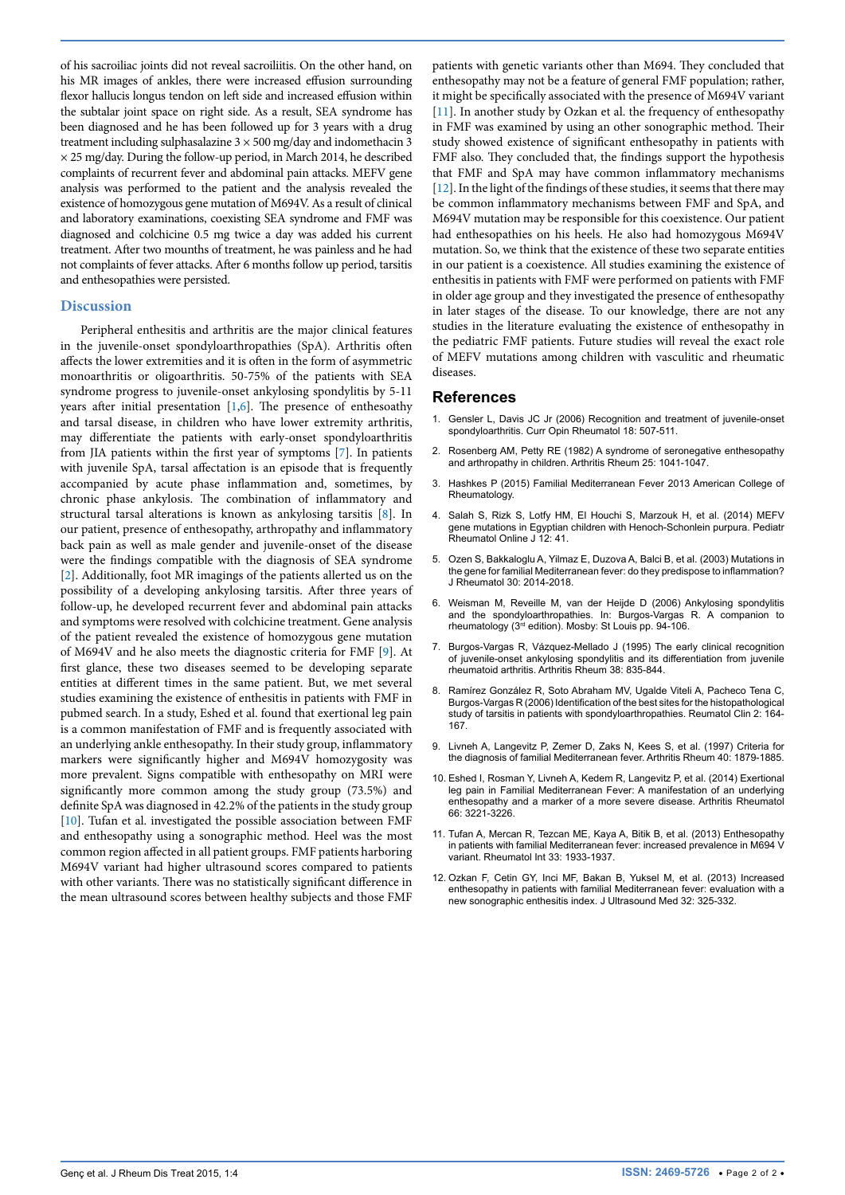of his sacroiliac joints did not reveal sacroiliitis. On the other hand, on his MR images of ankles, there were increased effusion surrounding flexor hallucis longus tendon on left side and increased effusion within the subtalar joint space on right side. As a result, SEA syndrome has been diagnosed and he has been followed up for 3 years with a drug treatment including sulphasalazine 3 × 500 mg/day and indomethacin 3 × 25 mg/day. During the follow-up period, in March 2014, he described complaints of recurrent fever and abdominal pain attacks. MEFV gene analysis was performed to the patient and the analysis revealed the existence of homozygous gene mutation of M694V. As a result of clinical and laboratory examinations, coexisting SEA syndrome and FMF was diagnosed and colchicine 0.5 mg twice a day was added his current treatment. After two mounths of treatment, he was painless and he had not complaints of fever attacks. After 6 months follow up period, tarsitis and enthesopathies were persisted.

## Discussion

Peripheral enthesitis and arthritis are the major clinical features in the juvenile-onset spondyloarthropathies (SpA). Arthritis often affects the lower extremities and it is often in the form of asymmetric monoarthritis or oligoarthritis. 50-75% of the patients with SEA syndrome progress to juvenile-onset ankylosing spondylitis by 5-11 years after initial presentation [1,6]. The presence of enthesoathy and tarsal disease, in children who have lower extremity arthritis, may differentiate the patients with early-onset spondyloarthritis from JIA patients within the first year of symptoms [7]. In patients with juvenile SpA, tarsal affectation is an episode that is frequently accompanied by acute phase inflammation and, sometimes, by chronic phase ankylosis. The combination of inflammatory and structural tarsal alterations is known as ankylosing tarsitis [8]. In our patient, presence of enthesopathy, arthropathy and inflammatory back pain as well as male gender and juvenile-onset of the disease were the findings compatible with the diagnosis of SEA syndrome [2]. Additionally, foot MR imagings of the patients allerted us on the possibility of a developing ankylosing tarsitis. After three years of follow-up, he developed recurrent fever and abdominal pain attacks and symptoms were resolved with colchicine treatment. Gene analysis of the patient revealed the existence of homozygous gene mutation of M694V and he also meets the diagnostic criteria for FMF [9]. At first glance, these two diseases seemed to be developing separate entities at different times in the same patient. But, we met several studies examining the existence of enthesitis in patients with FMF in pubmed search. In a study, Eshed et al. found that exertional leg pain is a common manifestation of FMF and is frequently associated with an underlying ankle enthesopathy. In their study group, inflammatory markers were significantly higher and M694V homozygosity was more prevalent. Signs compatible with enthesopathy on MRI were significantly more common among the study group (73.5%) and definite SpA was diagnosed in 42.2% of the patients in the study group [10]. Tufan et al. investigated the possible association between FMF and enthesopathy using a sonographic method. Heel was the most common region affected in all patient groups. FMF patients harboring M694V variant had higher ultrasound scores compared to patients with other variants. There was no statistically significant difference in the mean ultrasound scores between healthy subjects and those FMF patients with genetic variants other than M694. They concluded that enthesopathy may not be a feature of general FMF population; rather, it might be specifically associated with the presence of M694V variant [11]. In another study by Ozkan et al. the frequency of enthesopathy in FMF was examined by using an other sonographic method. Their study showed existence of significant enthesopathy in patients with FMF also. They concluded that, the findings support the hypothesis that FMF and SpA may have common inflammatory mechanisms [12]. In the light of the findings of these studies, it seems that there may be common inflammatory mechanisms between FMF and SpA, and M694V mutation may be responsible for this coexistence. Our patient had enthesopathies on his heels. He also had homozygous M694V mutation. So, we think that the existence of these two separate entities in our patient is a coexistence. All studies examining the existence of enthesitis in patients with FMF were performed on patients with FMF in older age group and they investigated the presence of enthesopathy in later stages of the disease. To our knowledge, there are not any studies in the literature evaluating the existence of enthesopathy in the pediatric FMF patients. Future studies will reveal the exact role of MEFV mutations among children with vasculitic and rheumatic diseases.

## References

1. Gensler L, Davis JC Jr (2006) Recognition and treatment of juvenile-onset spondyloarthritis. Curr Opin Rheumatol 18: 507-511.
2. Rosenberg AM, Petty RE (1982) A syndrome of seronegative enthesopathy and arthropathy in children. Arthritis Rheum 25: 1041-1047.
3. Hashkes P (2015) Familial Mediterranean Fever 2013 American College of Rheumatology.
4. Salah S, Rizk S, Lotfy HM, El Houchi S, Marzouk H, et al. (2014) MEFV gene mutations in Egyptian children with Henoch-Schonlein purpura. Pediatr Rheumatol Online J 12: 41.
5. Ozen S, Bakkaloglu A, Yilmaz E, Duzova A, Balci B, et al. (2003) Mutations in the gene for familial Mediterranean fever: do they predispose to inflammation? J Rheumatol 30: 2014-2018.
6. Weisman M, Reveille M, van der Heijde D (2006) Ankylosing spondylitis and the spondyloarthropathies. In: Burgos-Vargas R. A companion to rheumatology (3rd edition). Mosby: St Louis pp. 94-106.
7. Burgos-Vargas R, Vázquez-Mellado J (1995) The early clinical recognition of juvenile-onset ankylosing spondylitis and its differentiation from juvenile rheumatoid arthritis. Arthritis Rheum 38: 835-844.
8. Ramírez González R, Soto Abraham MV, Ugalde Viteli A, Pacheco Tena C, Burgos-Vargas R (2006) Identification of the best sites for the histopathological study of tarsitis in patients with spondyloarthropathies. Reumatol Clin 2: 164-167.
9. Livneh A, Langevitz P, Zemer D, Zaks N, Kees S, et al. (1997) Criteria for the diagnosis of familial Mediterranean fever. Arthritis Rheum 40: 1879-1885.
10. Eshed I, Rosman Y, Livneh A, Kedem R, Langevitz P, et al. (2014) Exertional leg pain in Familial Mediterranean Fever: A manifestation of an underlying enthesopathy and a marker of a more severe disease. Arthritis Rheumatol 66: 3221-3226.
11. Tufan A, Mercan R, Tezcan ME, Kaya A, Bitik B, et al. (2013) Enthesopathy in patients with familial Mediterranean fever: increased prevalence in M694 V variant. Rheumatol Int 33: 1933-1937.
12. Ozkan F, Cetin GY, Inci MF, Bakan B, Yuksel M, et al. (2013) Increased enthesopathy in patients with familial Mediterranean fever: evaluation with a new sonographic enthesitis index. J Ultrasound Med 32: 325-332.